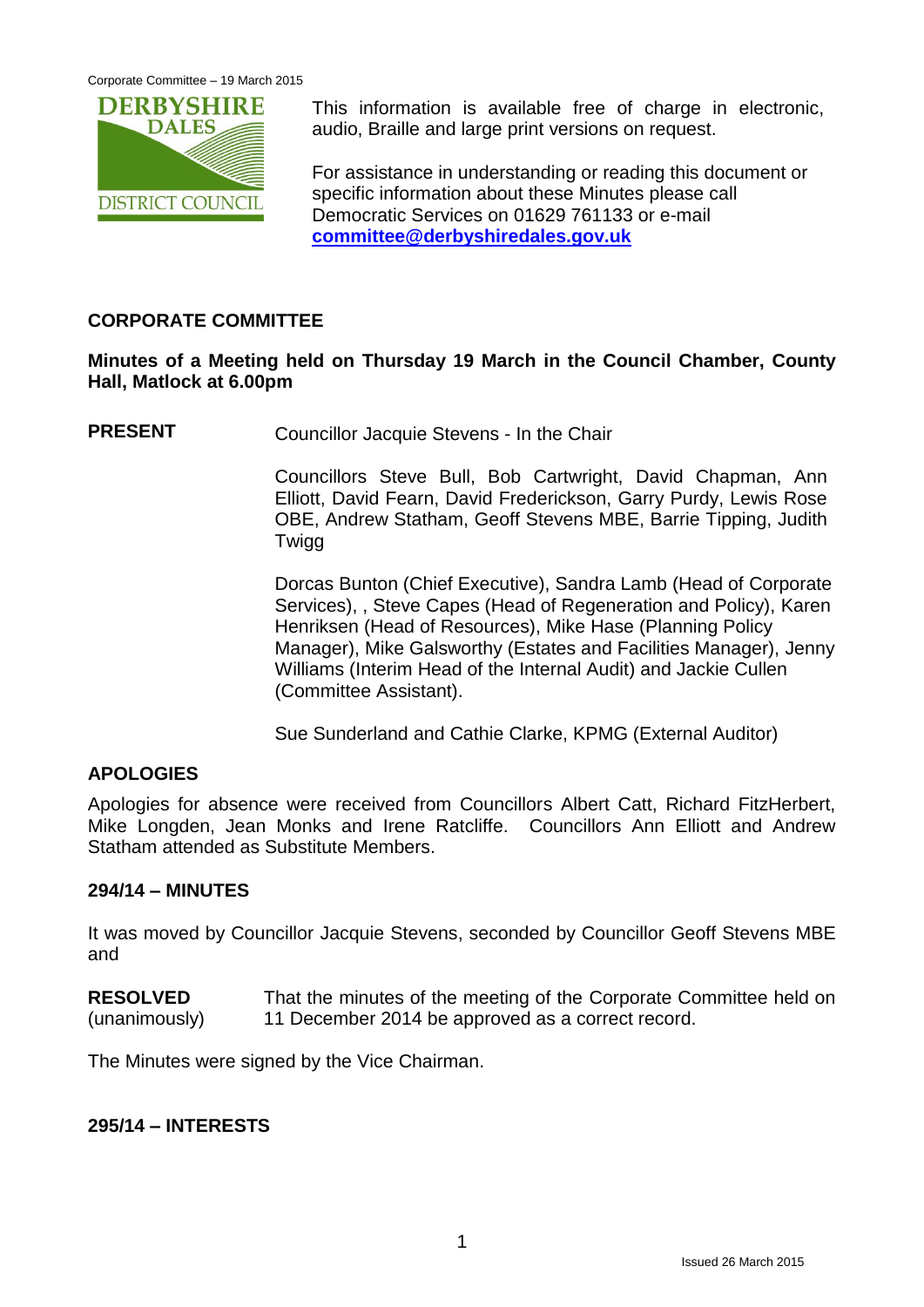This information is available free of charge in electronic, audio, Braille and large print versions on request.

For assistance in understanding or reading this document or specific information about these Minutes please call Democratic Services on 01629 761133 or e-mail **committee@derbyshiredales.gov.uk**

## CORPORATE COMMITTEE

**Minutes of a Meeting held on Thursday 19 March in the Council Chamber, County Hall, Matlock at 6.00pm**

**PRESENT** Councillor Jacquie Stevens - In the Chair

Councillors Steve Bull, Bob Cartwright, David Chapman, Ann Elliott, David Fearn, David Frederickson, Garry Purdy, Lewis Rose OBE, Andrew Statham, Geoff Stevens MBE, Barrie Tipping, Judith Twigg

Dorcas Bunton (Chief Executive), Sandra Lamb (Head of Corporate Services), , Steve Capes (Head of Regeneration and Policy), Karen Henriksen (Head of Resources), Mike Hase (Planning Policy Manager), Mike Galsworthy (Estates and Facilities Manager), Jenny Williams (Interim Head of the Internal Audit) and Jackie Cullen (Committee Assistant).

Sue Sunderland and Cathie Clarke, KPMG (External Auditor)

### APOLOGIES

Apologies for absence were received from Councillors Albert Catt, Richard FitzHerbert, Mike Longden, Jean Monks and Irene Ratcliffe. Councillors Ann Elliott and Andrew Statham attended as Substitute Members.

### 294/14 – MINUTES

It was moved by Councillor Jacquie Stevens, seconded by Councillor Geoff Stevens MBE and

**RESOLVED** (unanimously) That the minutes of the meeting of the Corporate Committee held on 11 December 2014 be approved as a correct record.

The Minutes were signed by the Vice Chairman.

### 295/14 – INTERESTS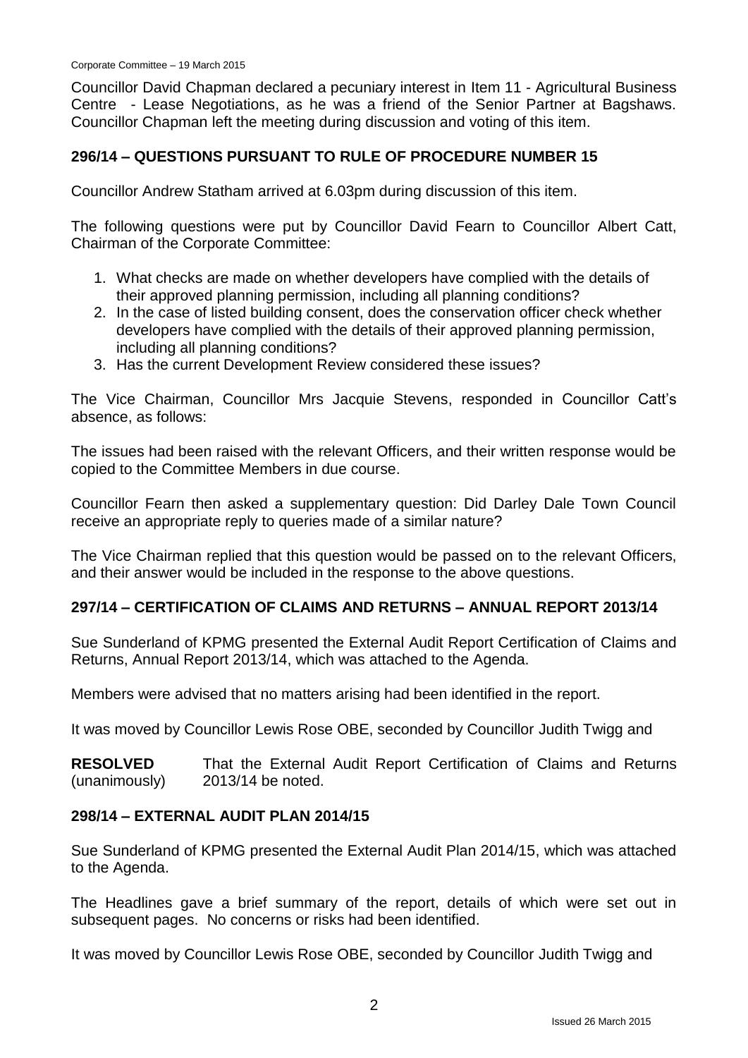Councillor David Chapman declared a pecuniary interest in Item 11 - Agricultural Business Centre - Lease Negotiations, as he was a friend of the Senior Partner at Bagshaws. Councillor Chapman left the meeting during discussion and voting of this item.

## 296/14 – QUESTIONS PURSUANT TO RULE OF PROCEDURE NUMBER 15

Councillor Andrew Statham arrived at 6.03pm during discussion of this item.

The following questions were put by Councillor David Fearn to Councillor Albert Catt, Chairman of the Corporate Committee:

1. What checks are made on whether developers have complied with the details of their approved planning permission, including all planning conditions?
2. In the case of listed building consent, does the conservation officer check whether developers have complied with the details of their approved planning permission, including all planning conditions?
3. Has the current Development Review considered these issues?

The Vice Chairman, Councillor Mrs Jacquie Stevens, responded in Councillor Catt's absence, as follows:

The issues had been raised with the relevant Officers, and their written response would be copied to the Committee Members in due course.

Councillor Fearn then asked a supplementary question: Did Darley Dale Town Council receive an appropriate reply to queries made of a similar nature?

The Vice Chairman replied that this question would be passed on to the relevant Officers, and their answer would be included in the response to the above questions.

## 297/14 – CERTIFICATION OF CLAIMS AND RETURNS – ANNUAL REPORT 2013/14

Sue Sunderland of KPMG presented the External Audit Report Certification of Claims and Returns, Annual Report 2013/14, which was attached to the Agenda.

Members were advised that no matters arising had been identified in the report.

It was moved by Councillor Lewis Rose OBE, seconded by Councillor Judith Twigg and

**RESOLVED** (unanimously) That the External Audit Report Certification of Claims and Returns 2013/14 be noted.

## 298/14 – EXTERNAL AUDIT PLAN 2014/15

Sue Sunderland of KPMG presented the External Audit Plan 2014/15, which was attached to the Agenda.

The Headlines gave a brief summary of the report, details of which were set out in subsequent pages. No concerns or risks had been identified.

It was moved by Councillor Lewis Rose OBE, seconded by Councillor Judith Twigg and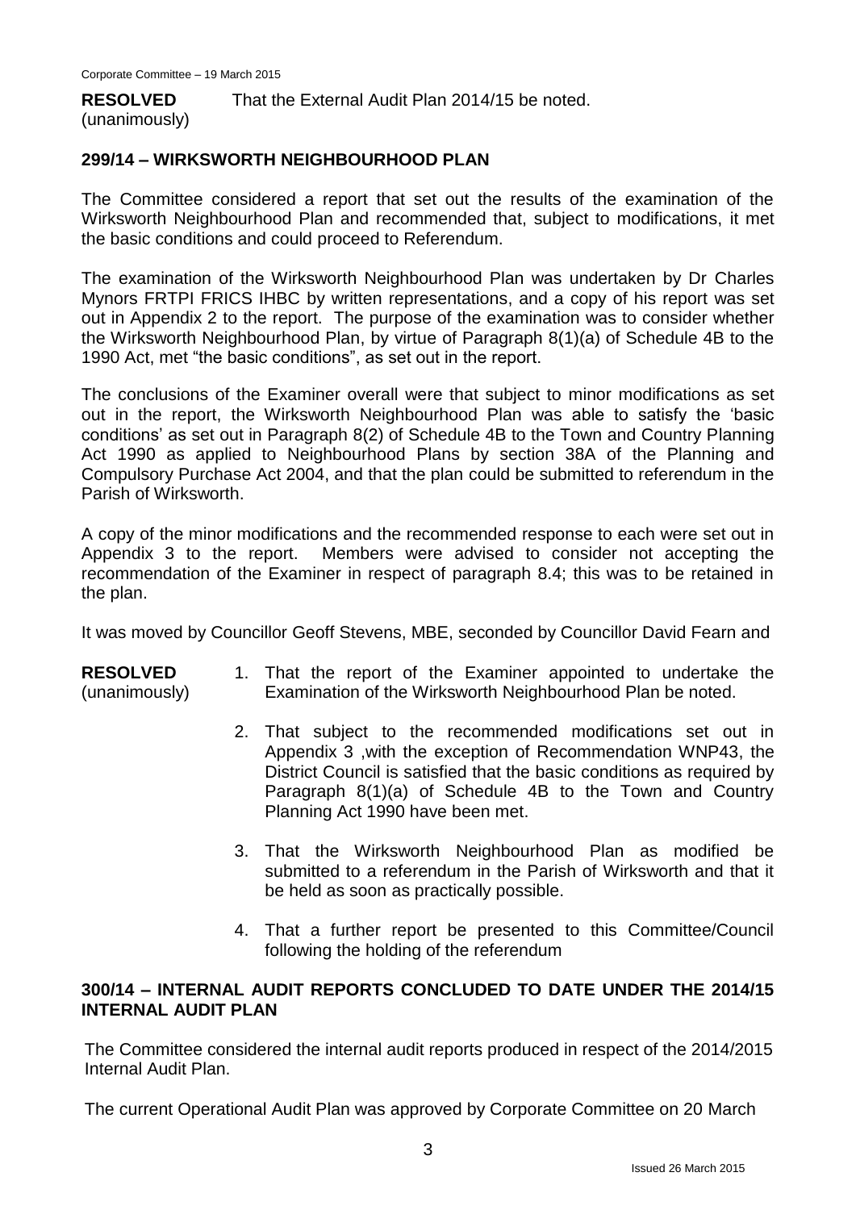**RESOLVED** (unanimously) That the External Audit Plan 2014/15 be noted.

## 299/14 – WIRKSWORTH NEIGHBOURHOOD PLAN

The Committee considered a report that set out the results of the examination of the Wirksworth Neighbourhood Plan and recommended that, subject to modifications, it met the basic conditions and could proceed to Referendum.

The examination of the Wirksworth Neighbourhood Plan was undertaken by Dr Charles Mynors FRTPI FRICS IHBC by written representations, and a copy of his report was set out in Appendix 2 to the report. The purpose of the examination was to consider whether the Wirksworth Neighbourhood Plan, by virtue of Paragraph 8(1)(a) of Schedule 4B to the 1990 Act, met "the basic conditions", as set out in the report.

The conclusions of the Examiner overall were that subject to minor modifications as set out in the report, the Wirksworth Neighbourhood Plan was able to satisfy the 'basic conditions' as set out in Paragraph 8(2) of Schedule 4B to the Town and Country Planning Act 1990 as applied to Neighbourhood Plans by section 38A of the Planning and Compulsory Purchase Act 2004, and that the plan could be submitted to referendum in the Parish of Wirksworth.

A copy of the minor modifications and the recommended response to each were set out in Appendix 3 to the report. Members were advised to consider not accepting the recommendation of the Examiner in respect of paragraph 8.4; this was to be retained in the plan.

It was moved by Councillor Geoff Stevens, MBE, seconded by Councillor David Fearn and

**RESOLVED** (unanimously)

1. That the report of the Examiner appointed to undertake the Examination of the Wirksworth Neighbourhood Plan be noted.
2. That subject to the recommended modifications set out in Appendix 3 ,with the exception of Recommendation WNP43, the District Council is satisfied that the basic conditions as required by Paragraph 8(1)(a) of Schedule 4B to the Town and Country Planning Act 1990 have been met.
3. That the Wirksworth Neighbourhood Plan as modified be submitted to a referendum in the Parish of Wirksworth and that it be held as soon as practically possible.
4. That a further report be presented to this Committee/Council following the holding of the referendum

## 300/14 – INTERNAL AUDIT REPORTS CONCLUDED TO DATE UNDER THE 2014/15 INTERNAL AUDIT PLAN

The Committee considered the internal audit reports produced in respect of the 2014/2015 Internal Audit Plan.

The current Operational Audit Plan was approved by Corporate Committee on 20 March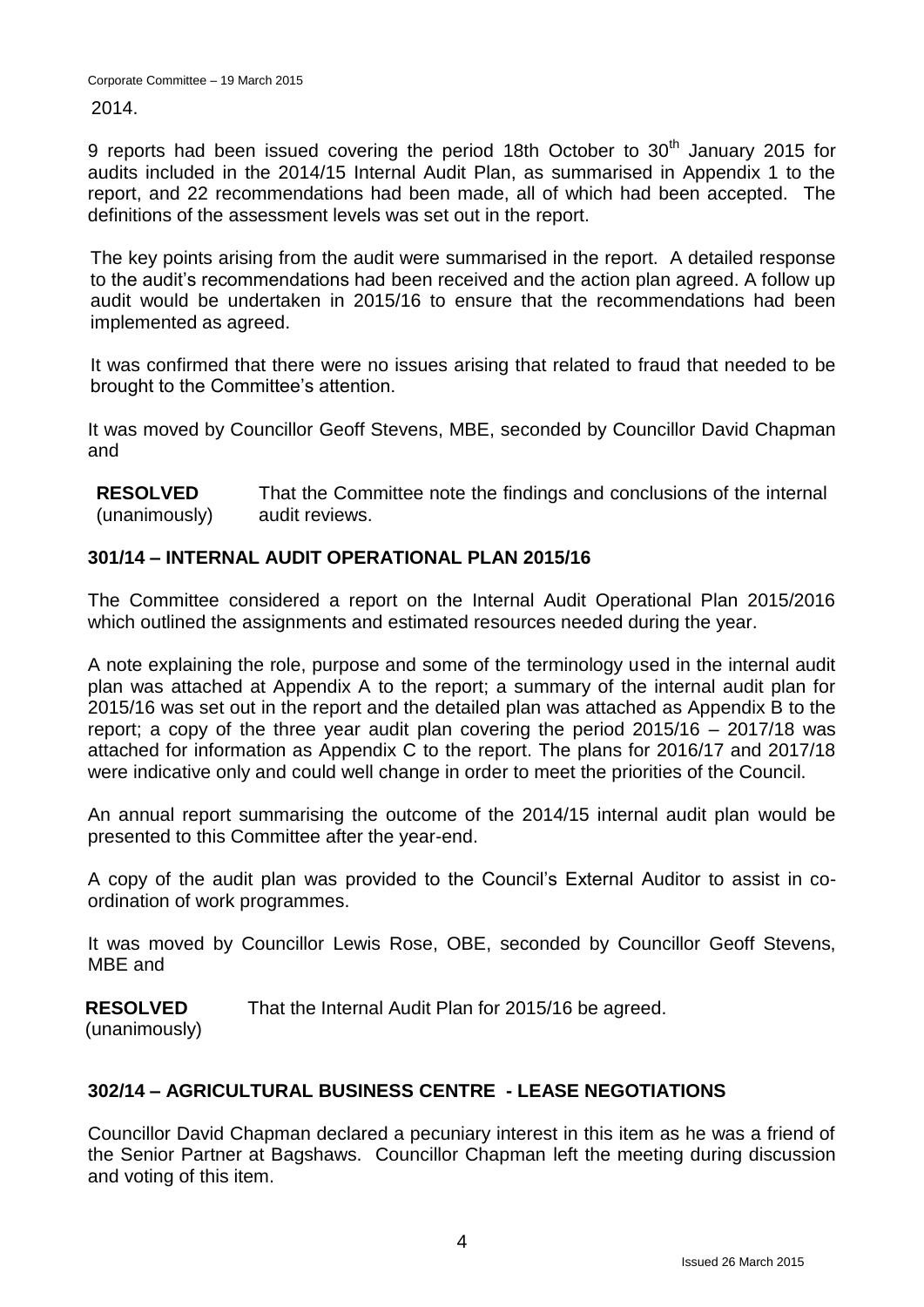2014.

9 reports had been issued covering the period 18th October to 30th January 2015 for audits included in the 2014/15 Internal Audit Plan, as summarised in Appendix 1 to the report, and 22 recommendations had been made, all of which had been accepted. The definitions of the assessment levels was set out in the report.

The key points arising from the audit were summarised in the report. A detailed response to the audit's recommendations had been received and the action plan agreed. A follow up audit would be undertaken in 2015/16 to ensure that the recommendations had been implemented as agreed.

It was confirmed that there were no issues arising that related to fraud that needed to be brought to the Committee's attention.

It was moved by Councillor Geoff Stevens, MBE, seconded by Councillor David Chapman and

**RESOLVED** (unanimously) That the Committee note the findings and conclusions of the internal audit reviews.

## 301/14 – INTERNAL AUDIT OPERATIONAL PLAN 2015/16

The Committee considered a report on the Internal Audit Operational Plan 2015/2016 which outlined the assignments and estimated resources needed during the year.

A note explaining the role, purpose and some of the terminology used in the internal audit plan was attached at Appendix A to the report; a summary of the internal audit plan for 2015/16 was set out in the report and the detailed plan was attached as Appendix B to the report; a copy of the three year audit plan covering the period 2015/16 – 2017/18 was attached for information as Appendix C to the report. The plans for 2016/17 and 2017/18 were indicative only and could well change in order to meet the priorities of the Council.

An annual report summarising the outcome of the 2014/15 internal audit plan would be presented to this Committee after the year-end.

A copy of the audit plan was provided to the Council's External Auditor to assist in co-ordination of work programmes.

It was moved by Councillor Lewis Rose, OBE, seconded by Councillor Geoff Stevens, MBE and

**RESOLVED** (unanimously) That the Internal Audit Plan for 2015/16 be agreed.

## 302/14 – AGRICULTURAL BUSINESS CENTRE - LEASE NEGOTIATIONS

Councillor David Chapman declared a pecuniary interest in this item as he was a friend of the Senior Partner at Bagshaws. Councillor Chapman left the meeting during discussion and voting of this item.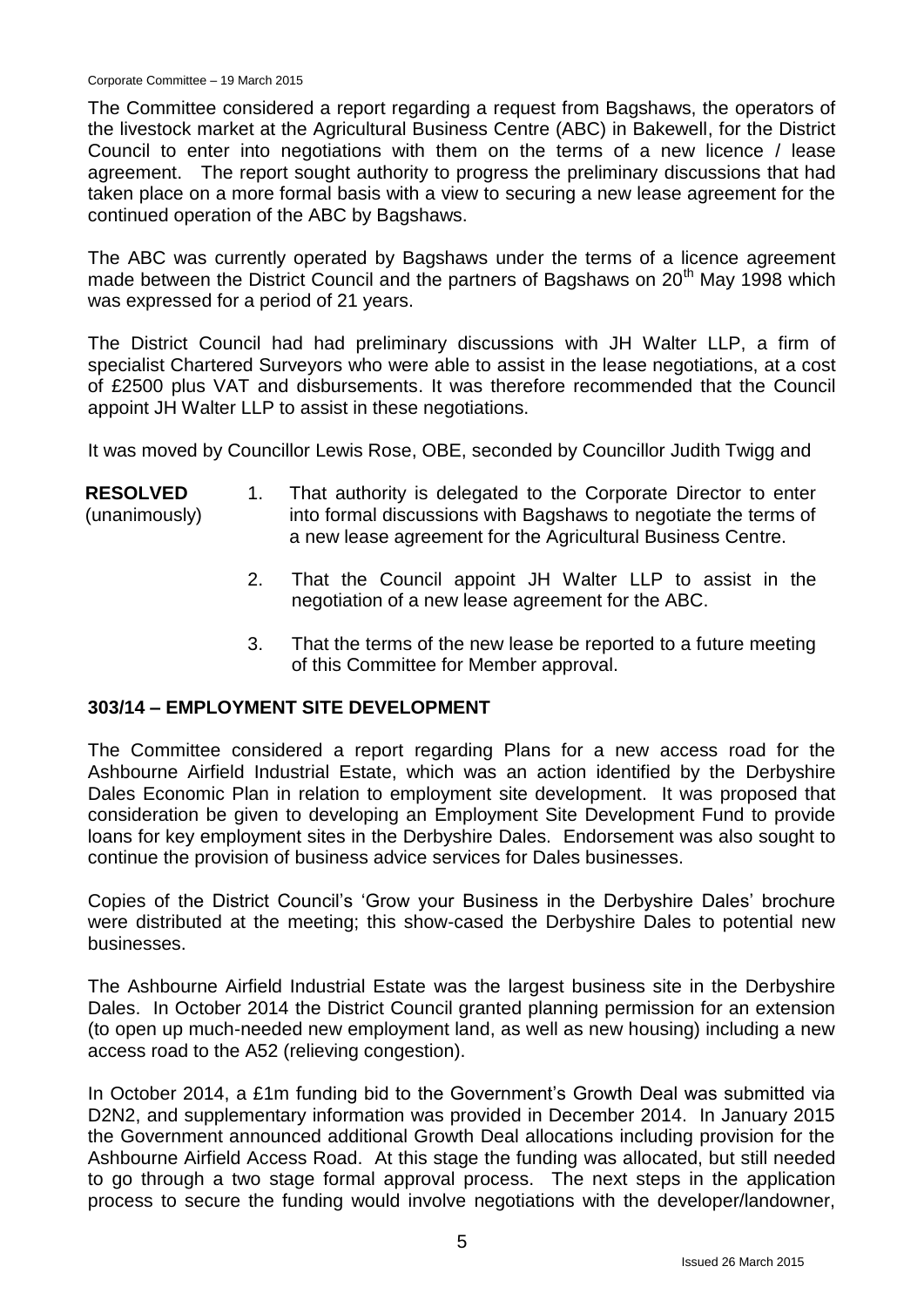The Committee considered a report regarding a request from Bagshaws, the operators of the livestock market at the Agricultural Business Centre (ABC) in Bakewell, for the District Council to enter into negotiations with them on the terms of a new licence / lease agreement. The report sought authority to progress the preliminary discussions that had taken place on a more formal basis with a view to securing a new lease agreement for the continued operation of the ABC by Bagshaws.

The ABC was currently operated by Bagshaws under the terms of a licence agreement made between the District Council and the partners of Bagshaws on 20th May 1998 which was expressed for a period of 21 years.

The District Council had had preliminary discussions with JH Walter LLP, a firm of specialist Chartered Surveyors who were able to assist in the lease negotiations, at a cost of £2500 plus VAT and disbursements. It was therefore recommended that the Council appoint JH Walter LLP to assist in these negotiations.

It was moved by Councillor Lewis Rose, OBE, seconded by Councillor Judith Twigg and

**RESOLVED** (unanimously)

1. That authority is delegated to the Corporate Director to enter into formal discussions with Bagshaws to negotiate the terms of a new lease agreement for the Agricultural Business Centre.
2. That the Council appoint JH Walter LLP to assist in the negotiation of a new lease agreement for the ABC.
3. That the terms of the new lease be reported to a future meeting of this Committee for Member approval.

## 303/14 – EMPLOYMENT SITE DEVELOPMENT

The Committee considered a report regarding Plans for a new access road for the Ashbourne Airfield Industrial Estate, which was an action identified by the Derbyshire Dales Economic Plan in relation to employment site development. It was proposed that consideration be given to developing an Employment Site Development Fund to provide loans for key employment sites in the Derbyshire Dales. Endorsement was also sought to continue the provision of business advice services for Dales businesses.

Copies of the District Council's 'Grow your Business in the Derbyshire Dales' brochure were distributed at the meeting; this show-cased the Derbyshire Dales to potential new businesses.

The Ashbourne Airfield Industrial Estate was the largest business site in the Derbyshire Dales. In October 2014 the District Council granted planning permission for an extension (to open up much-needed new employment land, as well as new housing) including a new access road to the A52 (relieving congestion).

In October 2014, a £1m funding bid to the Government's Growth Deal was submitted via D2N2, and supplementary information was provided in December 2014. In January 2015 the Government announced additional Growth Deal allocations including provision for the Ashbourne Airfield Access Road. At this stage the funding was allocated, but still needed to go through a two stage formal approval process. The next steps in the application process to secure the funding would involve negotiations with the developer/landowner,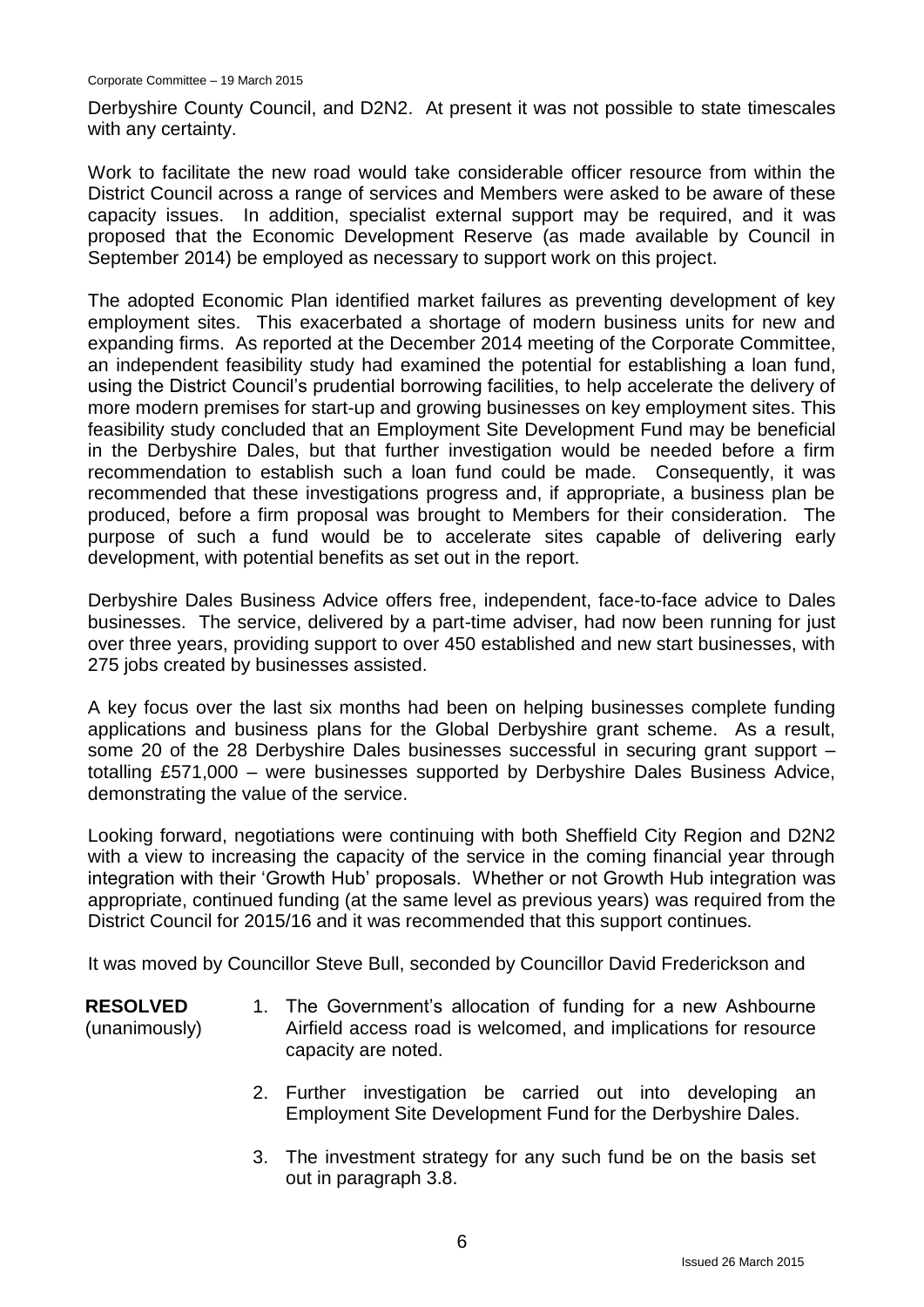Derbyshire County Council, and D2N2. At present it was not possible to state timescales with any certainty.

Work to facilitate the new road would take considerable officer resource from within the District Council across a range of services and Members were asked to be aware of these capacity issues. In addition, specialist external support may be required, and it was proposed that the Economic Development Reserve (as made available by Council in September 2014) be employed as necessary to support work on this project.

The adopted Economic Plan identified market failures as preventing development of key employment sites. This exacerbated a shortage of modern business units for new and expanding firms. As reported at the December 2014 meeting of the Corporate Committee, an independent feasibility study had examined the potential for establishing a loan fund, using the District Council's prudential borrowing facilities, to help accelerate the delivery of more modern premises for start-up and growing businesses on key employment sites. This feasibility study concluded that an Employment Site Development Fund may be beneficial in the Derbyshire Dales, but that further investigation would be needed before a firm recommendation to establish such a loan fund could be made. Consequently, it was recommended that these investigations progress and, if appropriate, a business plan be produced, before a firm proposal was brought to Members for their consideration. The purpose of such a fund would be to accelerate sites capable of delivering early development, with potential benefits as set out in the report.

Derbyshire Dales Business Advice offers free, independent, face-to-face advice to Dales businesses. The service, delivered by a part-time adviser, had now been running for just over three years, providing support to over 450 established and new start businesses, with 275 jobs created by businesses assisted.

A key focus over the last six months had been on helping businesses complete funding applications and business plans for the Global Derbyshire grant scheme. As a result, some 20 of the 28 Derbyshire Dales businesses successful in securing grant support – totalling £571,000 – were businesses supported by Derbyshire Dales Business Advice, demonstrating the value of the service.

Looking forward, negotiations were continuing with both Sheffield City Region and D2N2 with a view to increasing the capacity of the service in the coming financial year through integration with their 'Growth Hub' proposals. Whether or not Growth Hub integration was appropriate, continued funding (at the same level as previous years) was required from the District Council for 2015/16 and it was recommended that this support continues.

It was moved by Councillor Steve Bull, seconded by Councillor David Frederickson and

**RESOLVED** (unanimously)

1. The Government's allocation of funding for a new Ashbourne Airfield access road is welcomed, and implications for resource capacity are noted.
2. Further investigation be carried out into developing an Employment Site Development Fund for the Derbyshire Dales.
3. The investment strategy for any such fund be on the basis set out in paragraph 3.8.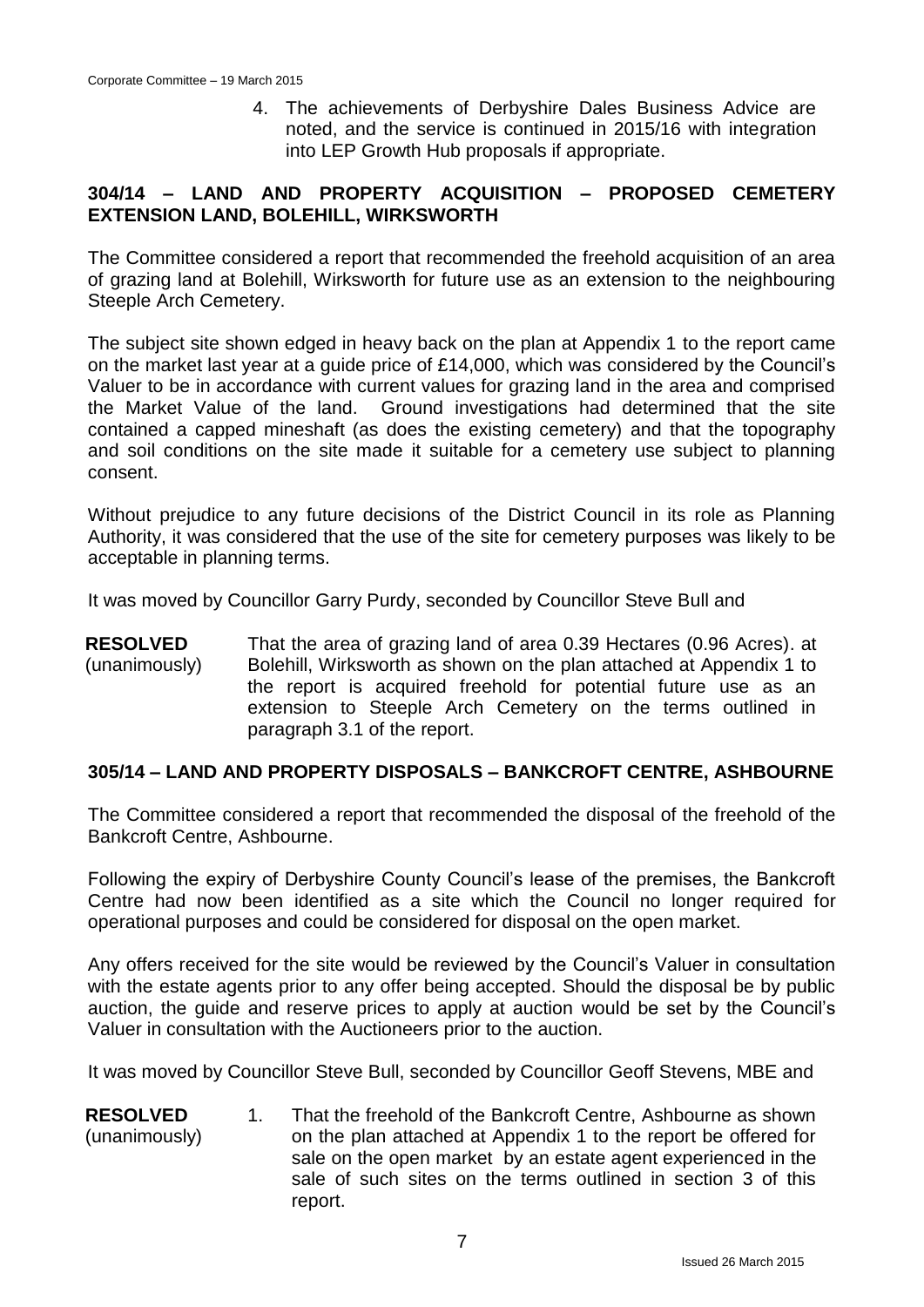4. The achievements of Derbyshire Dales Business Advice are noted, and the service is continued in 2015/16 with integration into LEP Growth Hub proposals if appropriate.

## 304/14 – LAND AND PROPERTY ACQUISITION – PROPOSED CEMETERY EXTENSION LAND, BOLEHILL, WIRKSWORTH

The Committee considered a report that recommended the freehold acquisition of an area of grazing land at Bolehill, Wirksworth for future use as an extension to the neighbouring Steeple Arch Cemetery.

The subject site shown edged in heavy back on the plan at Appendix 1 to the report came on the market last year at a guide price of £14,000, which was considered by the Council's Valuer to be in accordance with current values for grazing land in the area and comprised the Market Value of the land. Ground investigations had determined that the site contained a capped mineshaft (as does the existing cemetery) and that the topography and soil conditions on the site made it suitable for a cemetery use subject to planning consent.

Without prejudice to any future decisions of the District Council in its role as Planning Authority, it was considered that the use of the site for cemetery purposes was likely to be acceptable in planning terms.

It was moved by Councillor Garry Purdy, seconded by Councillor Steve Bull and

**RESOLVED** (unanimously) That the area of grazing land of area 0.39 Hectares (0.96 Acres). at Bolehill, Wirksworth as shown on the plan attached at Appendix 1 to the report is acquired freehold for potential future use as an extension to Steeple Arch Cemetery on the terms outlined in paragraph 3.1 of the report.

## 305/14 – LAND AND PROPERTY DISPOSALS – BANKCROFT CENTRE, ASHBOURNE

The Committee considered a report that recommended the disposal of the freehold of the Bankcroft Centre, Ashbourne.

Following the expiry of Derbyshire County Council's lease of the premises, the Bankcroft Centre had now been identified as a site which the Council no longer required for operational purposes and could be considered for disposal on the open market.

Any offers received for the site would be reviewed by the Council's Valuer in consultation with the estate agents prior to any offer being accepted. Should the disposal be by public auction, the guide and reserve prices to apply at auction would be set by the Council's Valuer in consultation with the Auctioneers prior to the auction.

It was moved by Councillor Steve Bull, seconded by Councillor Geoff Stevens, MBE and

**RESOLVED** (unanimously)

1. That the freehold of the Bankcroft Centre, Ashbourne as shown on the plan attached at Appendix 1 to the report be offered for sale on the open market by an estate agent experienced in the sale of such sites on the terms outlined in section 3 of this report.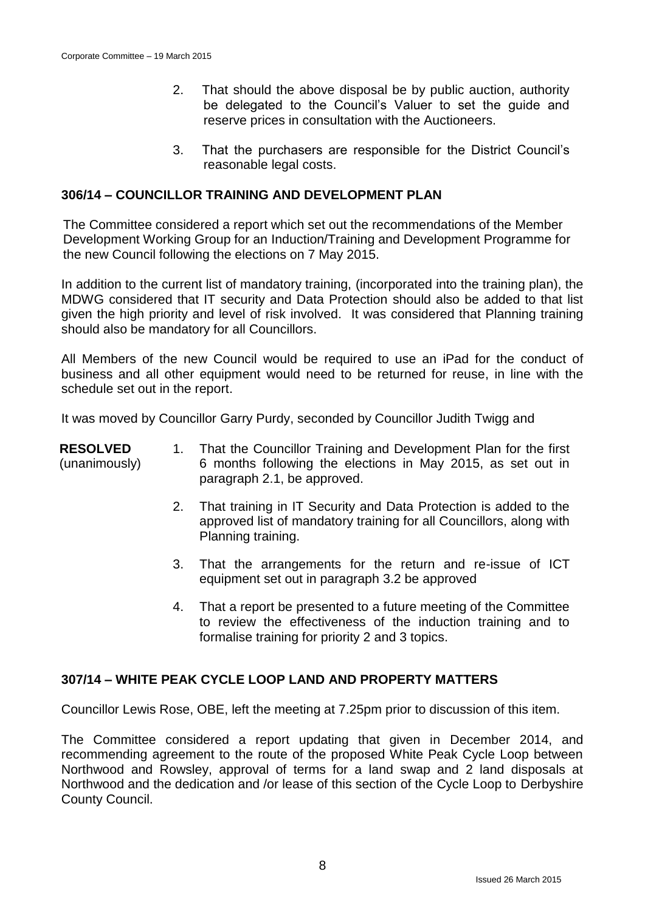2. That should the above disposal be by public auction, authority be delegated to the Council's Valuer to set the guide and reserve prices in consultation with the Auctioneers.

3. That the purchasers are responsible for the District Council's reasonable legal costs.

## 306/14 – COUNCILLOR TRAINING AND DEVELOPMENT PLAN

The Committee considered a report which set out the recommendations of the Member Development Working Group for an Induction/Training and Development Programme for the new Council following the elections on 7 May 2015.

In addition to the current list of mandatory training, (incorporated into the training plan), the MDWG considered that IT security and Data Protection should also be added to that list given the high priority and level of risk involved. It was considered that Planning training should also be mandatory for all Councillors.

All Members of the new Council would be required to use an iPad for the conduct of business and all other equipment would need to be returned for reuse, in line with the schedule set out in the report.

It was moved by Councillor Garry Purdy, seconded by Councillor Judith Twigg and

**RESOLVED** (unanimously)

1. That the Councillor Training and Development Plan for the first 6 months following the elections in May 2015, as set out in paragraph 2.1, be approved.

2. That training in IT Security and Data Protection is added to the approved list of mandatory training for all Councillors, along with Planning training.

3. That the arrangements for the return and re-issue of ICT equipment set out in paragraph 3.2 be approved

4. That a report be presented to a future meeting of the Committee to review the effectiveness of the induction training and to formalise training for priority 2 and 3 topics.

## 307/14 – WHITE PEAK CYCLE LOOP LAND AND PROPERTY MATTERS

Councillor Lewis Rose, OBE, left the meeting at 7.25pm prior to discussion of this item.

The Committee considered a report updating that given in December 2014, and recommending agreement to the route of the proposed White Peak Cycle Loop between Northwood and Rowsley, approval of terms for a land swap and 2 land disposals at Northwood and the dedication and /or lease of this section of the Cycle Loop to Derbyshire County Council.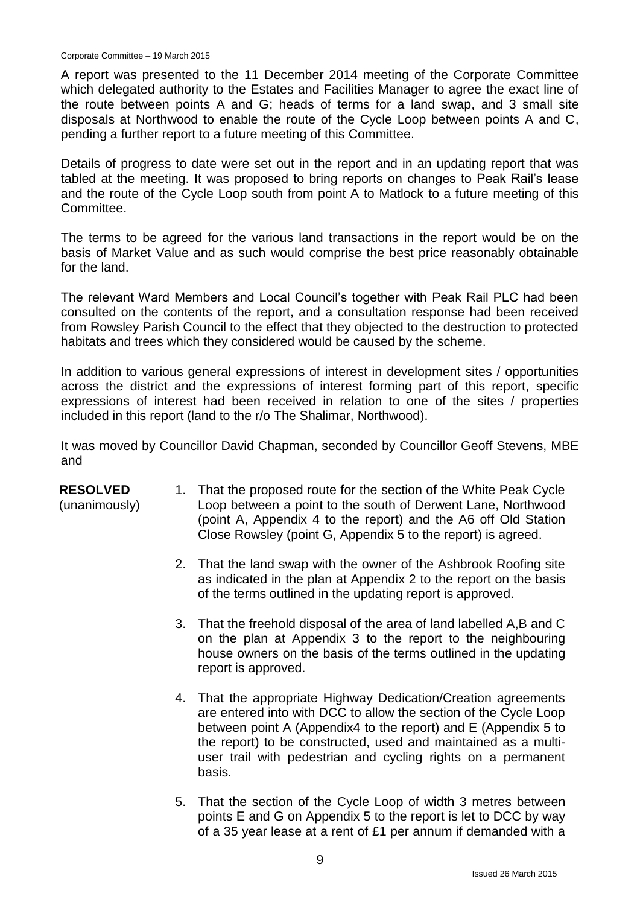A report was presented to the 11 December 2014 meeting of the Corporate Committee which delegated authority to the Estates and Facilities Manager to agree the exact line of the route between points A and G; heads of terms for a land swap, and 3 small site disposals at Northwood to enable the route of the Cycle Loop between points A and C, pending a further report to a future meeting of this Committee.

Details of progress to date were set out in the report and in an updating report that was tabled at the meeting. It was proposed to bring reports on changes to Peak Rail's lease and the route of the Cycle Loop south from point A to Matlock to a future meeting of this Committee.

The terms to be agreed for the various land transactions in the report would be on the basis of Market Value and as such would comprise the best price reasonably obtainable for the land.

The relevant Ward Members and Local Council's together with Peak Rail PLC had been consulted on the contents of the report, and a consultation response had been received from Rowsley Parish Council to the effect that they objected to the destruction to protected habitats and trees which they considered would be caused by the scheme.

In addition to various general expressions of interest in development sites / opportunities across the district and the expressions of interest forming part of this report, specific expressions of interest had been received in relation to one of the sites / properties included in this report (land to the r/o The Shalimar, Northwood).

It was moved by Councillor David Chapman, seconded by Councillor Geoff Stevens, MBE and

**RESOLVED** (unanimously)

1. That the proposed route for the section of the White Peak Cycle Loop between a point to the south of Derwent Lane, Northwood (point A, Appendix 4 to the report) and the A6 off Old Station Close Rowsley (point G, Appendix 5 to the report) is agreed.

2. That the land swap with the owner of the Ashbrook Roofing site as indicated in the plan at Appendix 2 to the report on the basis of the terms outlined in the updating report is approved.

3. That the freehold disposal of the area of land labelled A,B and C on the plan at Appendix 3 to the report to the neighbouring house owners on the basis of the terms outlined in the updating report is approved.

4. That the appropriate Highway Dedication/Creation agreements are entered into with DCC to allow the section of the Cycle Loop between point A (Appendix4 to the report) and E (Appendix 5 to the report) to be constructed, used and maintained as a multi-user trail with pedestrian and cycling rights on a permanent basis.

5. That the section of the Cycle Loop of width 3 metres between points E and G on Appendix 5 to the report is let to DCC by way of a 35 year lease at a rent of £1 per annum if demanded with a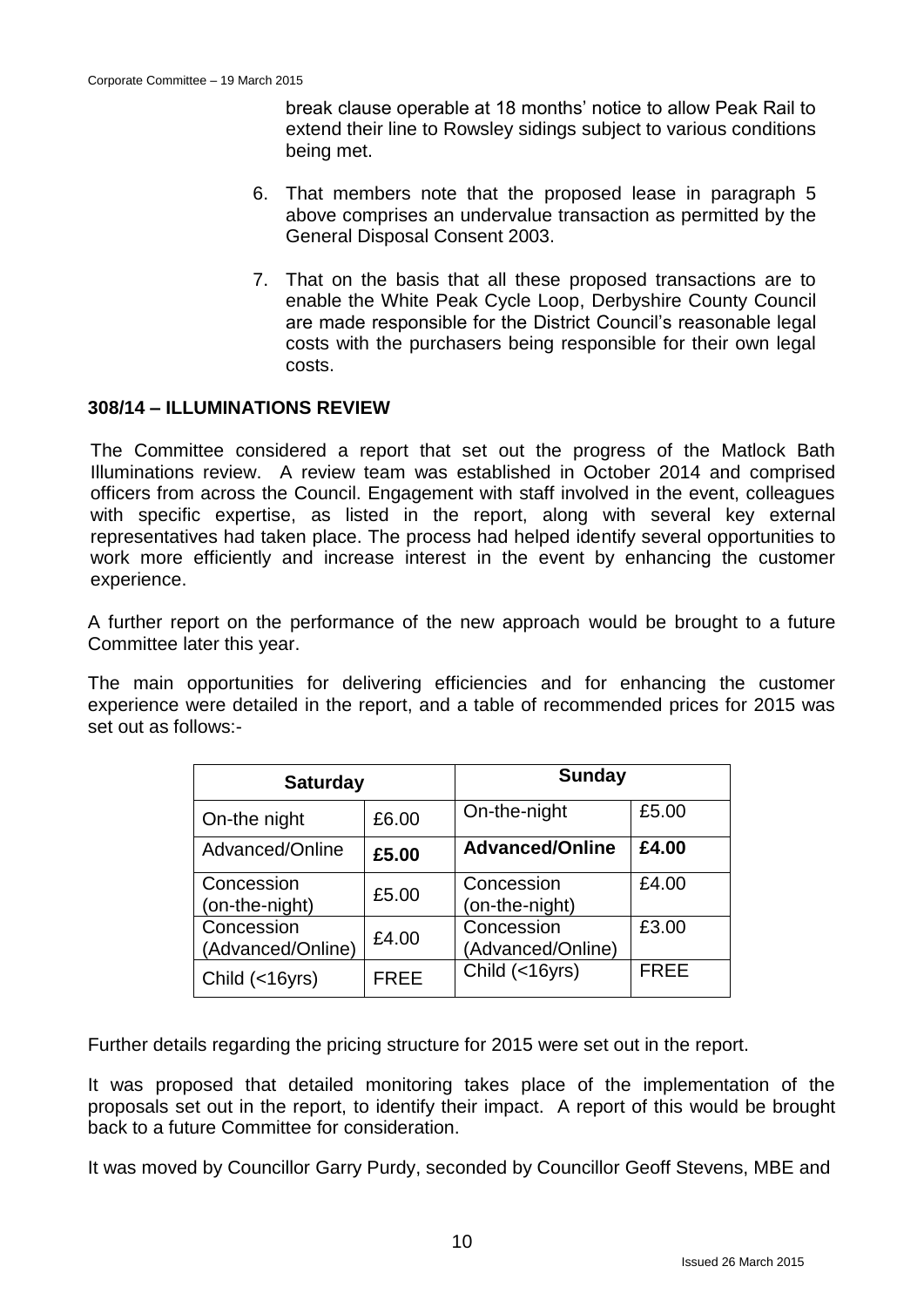break clause operable at 18 months' notice to allow Peak Rail to extend their line to Rowsley sidings subject to various conditions being met.

6. That members note that the proposed lease in paragraph 5 above comprises an undervalue transaction as permitted by the General Disposal Consent 2003.

7. That on the basis that all these proposed transactions are to enable the White Peak Cycle Loop, Derbyshire County Council are made responsible for the District Council's reasonable legal costs with the purchasers being responsible for their own legal costs.

### 308/14 – ILLUMINATIONS REVIEW

The Committee considered a report that set out the progress of the Matlock Bath Illuminations review. A review team was established in October 2014 and comprised officers from across the Council. Engagement with staff involved in the event, colleagues with specific expertise, as listed in the report, along with several key external representatives had taken place. The process had helped identify several opportunities to work more efficiently and increase interest in the event by enhancing the customer experience.

A further report on the performance of the new approach would be brought to a future Committee later this year.

The main opportunities for delivering efficiencies and for enhancing the customer experience were detailed in the report, and a table of recommended prices for 2015 was set out as follows:-

| **Saturday** | | **Sunday** | |
|---|---|---|---|
| On-the night | £6.00 | On-the-night | £5.00 |
| Advanced/Online | **£5.00** | **Advanced/Online** | **£4.00** |
| Concession (on-the-night) | £5.00 | Concession (on-the-night) | £4.00 |
| Concession (Advanced/Online) | £4.00 | Concession (Advanced/Online) | £3.00 |
| Child (<16yrs) | FREE | Child (<16yrs) | FREE |

Further details regarding the pricing structure for 2015 were set out in the report.

It was proposed that detailed monitoring takes place of the implementation of the proposals set out in the report, to identify their impact. A report of this would be brought back to a future Committee for consideration.

It was moved by Councillor Garry Purdy, seconded by Councillor Geoff Stevens, MBE and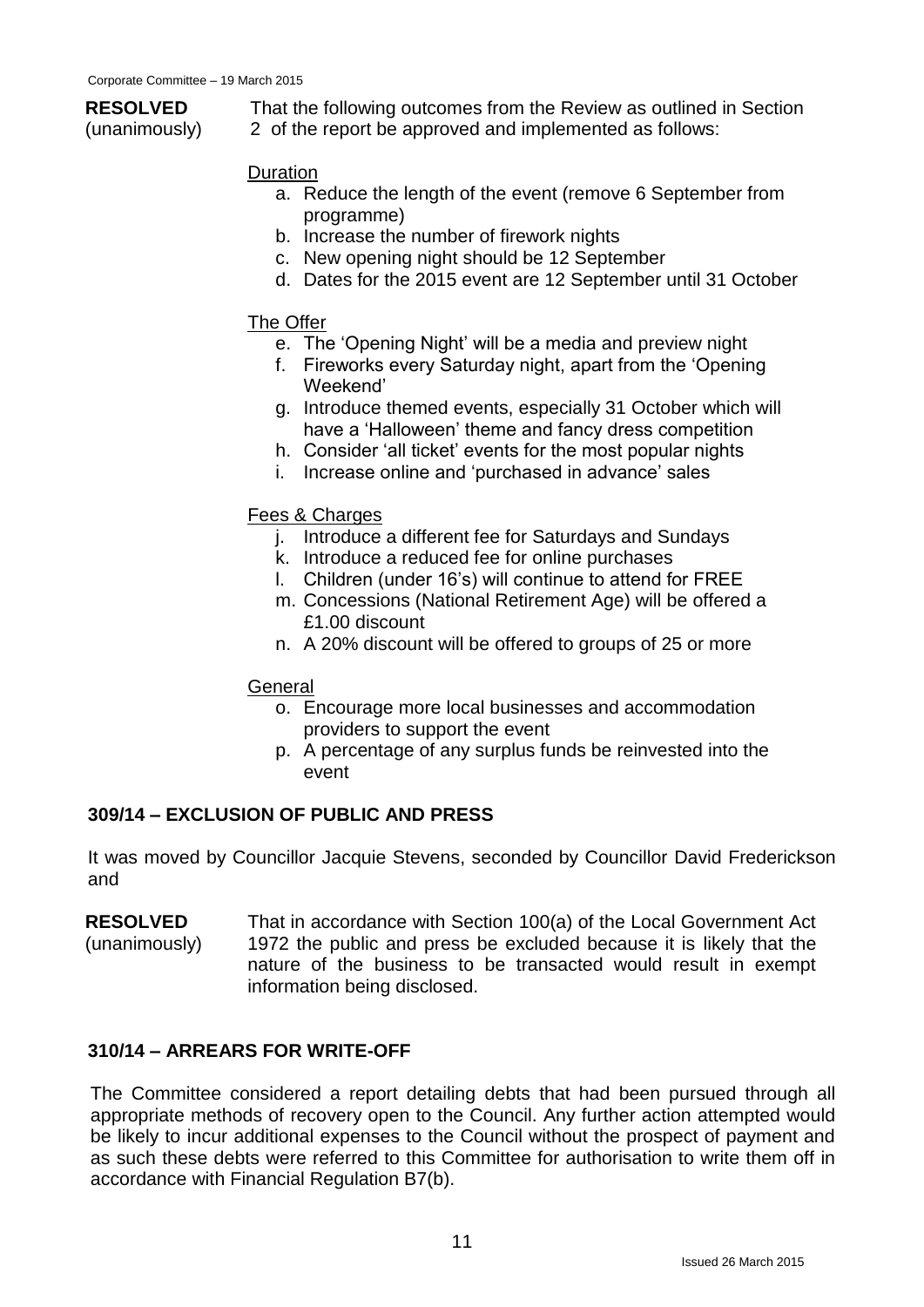**RESOLVED** (unanimously) That the following outcomes from the Review as outlined in Section 2 of the report be approved and implemented as follows:

Duration

a. Reduce the length of the event (remove 6 September from programme)
b. Increase the number of firework nights
c. New opening night should be 12 September
d. Dates for the 2015 event are 12 September until 31 October

The Offer

e. The 'Opening Night' will be a media and preview night
f. Fireworks every Saturday night, apart from the 'Opening Weekend'
g. Introduce themed events, especially 31 October which will have a 'Halloween' theme and fancy dress competition
h. Consider 'all ticket' events for the most popular nights
i. Increase online and 'purchased in advance' sales

Fees & Charges

j. Introduce a different fee for Saturdays and Sundays
k. Introduce a reduced fee for online purchases
l. Children (under 16's) will continue to attend for FREE
m. Concessions (National Retirement Age) will be offered a £1.00 discount
n. A 20% discount will be offered to groups of 25 or more

General

o. Encourage more local businesses and accommodation providers to support the event
p. A percentage of any surplus funds be reinvested into the event

## 309/14 – EXCLUSION OF PUBLIC AND PRESS

It was moved by Councillor Jacquie Stevens, seconded by Councillor David Frederickson and

**RESOLVED** (unanimously) That in accordance with Section 100(a) of the Local Government Act 1972 the public and press be excluded because it is likely that the nature of the business to be transacted would result in exempt information being disclosed.

## 310/14 – ARREARS FOR WRITE-OFF

The Committee considered a report detailing debts that had been pursued through all appropriate methods of recovery open to the Council. Any further action attempted would be likely to incur additional expenses to the Council without the prospect of payment and as such these debts were referred to this Committee for authorisation to write them off in accordance with Financial Regulation B7(b).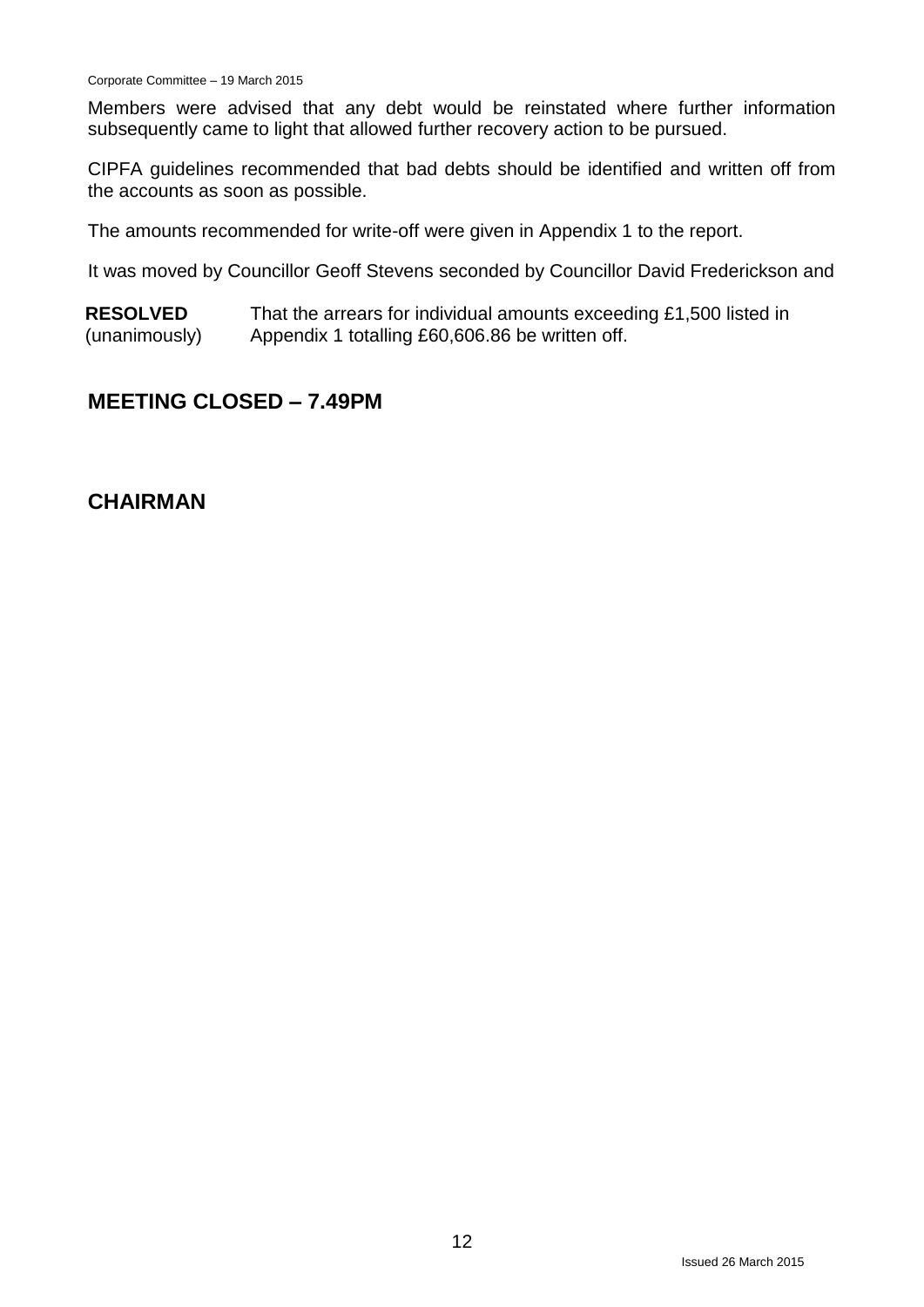Members were advised that any debt would be reinstated where further information subsequently came to light that allowed further recovery action to be pursued.

CIPFA guidelines recommended that bad debts should be identified and written off from the accounts as soon as possible.

The amounts recommended for write-off were given in Appendix 1 to the report.

It was moved by Councillor Geoff Stevens seconded by Councillor David Frederickson and

| | |
|---|---|
| **RESOLVED** (unanimously) | That the arrears for individual amounts exceeding £1,500 listed in Appendix 1 totalling £60,606.86 be written off. |

## MEETING CLOSED – 7.49PM

## CHAIRMAN